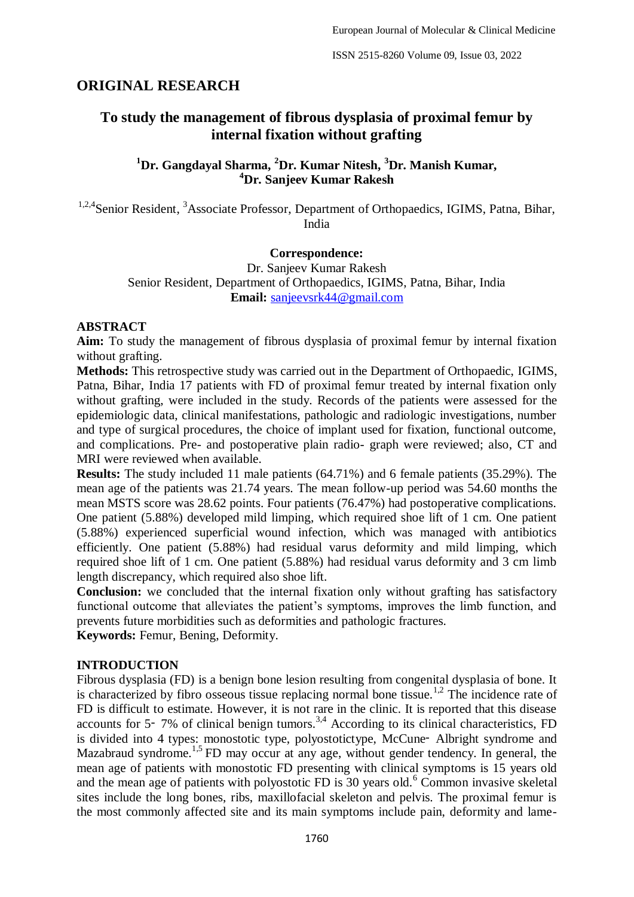## ORIGINAL RESEARCH

# To study the management of fibrous dysplasia of proximal femur by internal fixation without grafting

**[1]Dr. Gangdayal Sharma, [2]Dr. Kumar Nitesh, [3]Dr. Manish Kumar, [4]Dr. Sanjeev Kumar Rakesh**

[1,2,4]Senior Resident, [3]Associate Professor, Department of Orthopaedics, IGIMS, Patna, Bihar, India

**Correspondence:**
Dr. Sanjeev Kumar Rakesh
Senior Resident, Department of Orthopaedics, IGIMS, Patna, Bihar, India
**Email:** sanjeevsrk44@gmail.com

## ABSTRACT

**Aim:** To study the management of fibrous dysplasia of proximal femur by internal fixation without grafting.

**Methods:** This retrospective study was carried out in the Department of Orthopaedic, IGIMS, Patna, Bihar, India 17 patients with FD of proximal femur treated by internal fixation only without grafting, were included in the study. Records of the patients were assessed for the epidemiologic data, clinical manifestations, pathologic and radiologic investigations, number and type of surgical procedures, the choice of implant used for fixation, functional outcome, and complications. Pre- and postoperative plain radio- graph were reviewed; also, CT and MRI were reviewed when available.

**Results:** The study included 11 male patients (64.71%) and 6 female patients (35.29%). The mean age of the patients was 21.74 years. The mean follow-up period was 54.60 months the mean MSTS score was 28.62 points. Four patients (76.47%) had postoperative complications. One patient (5.88%) developed mild limping, which required shoe lift of 1 cm. One patient (5.88%) experienced superficial wound infection, which was managed with antibiotics efficiently. One patient (5.88%) had residual varus deformity and mild limping, which required shoe lift of 1 cm. One patient (5.88%) had residual varus deformity and 3 cm limb length discrepancy, which required also shoe lift.

**Conclusion:** we concluded that the internal fixation only without grafting has satisfactory functional outcome that alleviates the patient's symptoms, improves the limb function, and prevents future morbidities such as deformities and pathologic fractures.

**Keywords:** Femur, Bening, Deformity.

## INTRODUCTION

Fibrous dysplasia (FD) is a benign bone lesion resulting from congenital dysplasia of bone. It is characterized by fibro osseous tissue replacing normal bone tissue.[1,2] The incidence rate of FD is difficult to estimate. However, it is not rare in the clinic. It is reported that this disease accounts for 5‑ 7% of clinical benign tumors.[3,4] According to its clinical characteristics, FD is divided into 4 types: monostotic type, polyostotictype, McCune‑ Albright syndrome and Mazabraud syndrome.[1,5] FD may occur at any age, without gender tendency. In general, the mean age of patients with monostotic FD presenting with clinical symptoms is 15 years old and the mean age of patients with polyostotic FD is 30 years old.[6] Common invasive skeletal sites include the long bones, ribs, maxillofacial skeleton and pelvis. The proximal femur is the most commonly affected site and its main symptoms include pain, deformity and lame-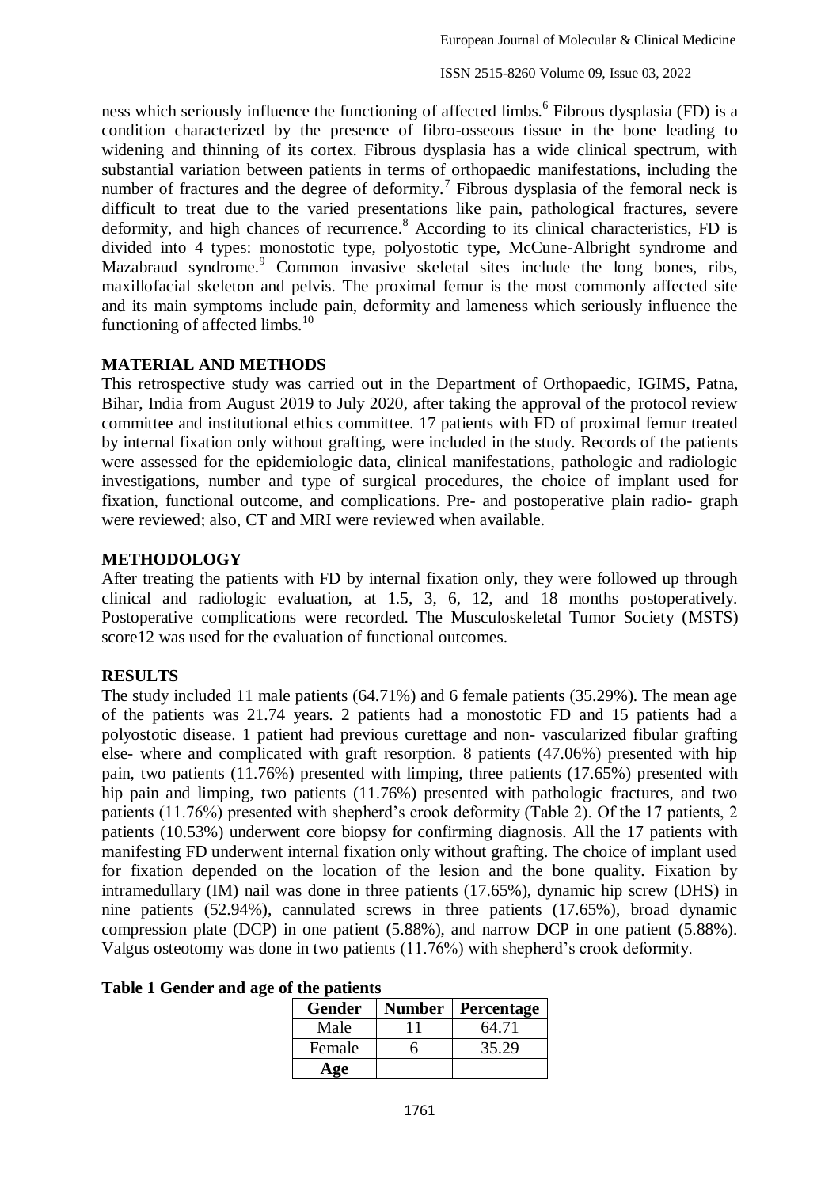ness which seriously influence the functioning of affected limbs.[6] Fibrous dysplasia (FD) is a condition characterized by the presence of fibro-osseous tissue in the bone leading to widening and thinning of its cortex. Fibrous dysplasia has a wide clinical spectrum, with substantial variation between patients in terms of orthopaedic manifestations, including the number of fractures and the degree of deformity.[7] Fibrous dysplasia of the femoral neck is difficult to treat due to the varied presentations like pain, pathological fractures, severe deformity, and high chances of recurrence.[8] According to its clinical characteristics, FD is divided into 4 types: monostotic type, polyostotic type, McCune-Albright syndrome and Mazabraud syndrome.[9] Common invasive skeletal sites include the long bones, ribs, maxillofacial skeleton and pelvis. The proximal femur is the most commonly affected site and its main symptoms include pain, deformity and lameness which seriously influence the functioning of affected limbs.[10]

## MATERIAL AND METHODS

This retrospective study was carried out in the Department of Orthopaedic, IGIMS, Patna, Bihar, India from August 2019 to July 2020, after taking the approval of the protocol review committee and institutional ethics committee. 17 patients with FD of proximal femur treated by internal fixation only without grafting, were included in the study. Records of the patients were assessed for the epidemiologic data, clinical manifestations, pathologic and radiologic investigations, number and type of surgical procedures, the choice of implant used for fixation, functional outcome, and complications. Pre- and postoperative plain radio- graph were reviewed; also, CT and MRI were reviewed when available.

## METHODOLOGY

After treating the patients with FD by internal fixation only, they were followed up through clinical and radiologic evaluation, at 1.5, 3, 6, 12, and 18 months postoperatively. Postoperative complications were recorded. The Musculoskeletal Tumor Society (MSTS) score12 was used for the evaluation of functional outcomes.

## RESULTS

The study included 11 male patients (64.71%) and 6 female patients (35.29%). The mean age of the patients was 21.74 years. 2 patients had a monostotic FD and 15 patients had a polyostotic disease. 1 patient had previous curettage and non- vascularized fibular grafting else- where and complicated with graft resorption. 8 patients (47.06%) presented with hip pain, two patients (11.76%) presented with limping, three patients (17.65%) presented with hip pain and limping, two patients (11.76%) presented with pathologic fractures, and two patients (11.76%) presented with shepherd's crook deformity (Table 2). Of the 17 patients, 2 patients (10.53%) underwent core biopsy for confirming diagnosis. All the 17 patients with manifesting FD underwent internal fixation only without grafting. The choice of implant used for fixation depended on the location of the lesion and the bone quality. Fixation by intramedullary (IM) nail was done in three patients (17.65%), dynamic hip screw (DHS) in nine patients (52.94%), cannulated screws in three patients (17.65%), broad dynamic compression plate (DCP) in one patient (5.88%), and narrow DCP in one patient (5.88%). Valgus osteotomy was done in two patients (11.76%) with shepherd's crook deformity.

**Table 1 Gender and age of the patients**

| Gender | Number | Percentage |
|---|---|---|
| Male | 11 | 64.71 |
| Female | 6 | 35.29 |
| **Age** | | |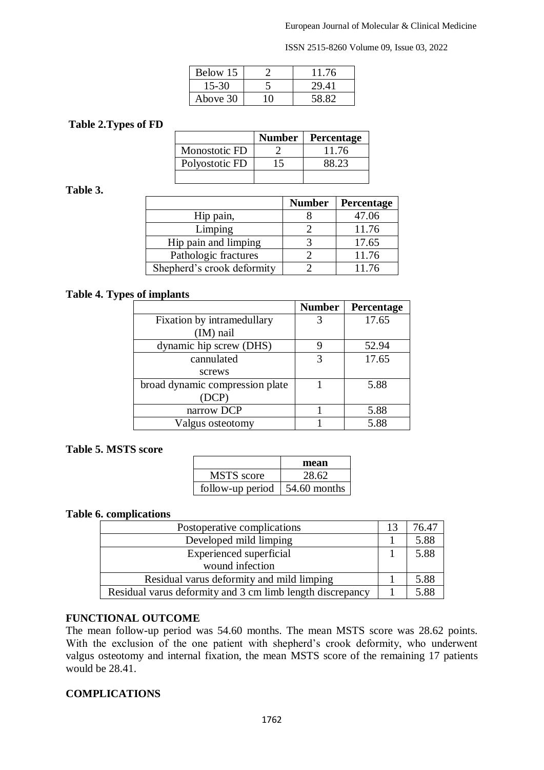| Below 15 | 2 | 11.76 |
| --- | --- | --- |
| 15-30 | 5 | 29.41 |
| Above 30 | 10 | 58.82 |

**Table 2.Types of FD**

| | Number | Percentage |
| --- | --- | --- |
| Monostotic FD | 2 | 11.76 |
| Polyostotic FD | 15 | 88.23 |
| | | |

**Table 3.**

| | Number | Percentage |
| --- | --- | --- |
| Hip pain, | 8 | 47.06 |
| Limping | 2 | 11.76 |
| Hip pain and limping | 3 | 17.65 |
| Pathologic fractures | 2 | 11.76 |
| Shepherd's crook deformity | 2 | 11.76 |

**Table 4. Types of implants**

| | Number | Percentage |
| --- | --- | --- |
| Fixation by intramedullary (IM) nail | 3 | 17.65 |
| dynamic hip screw (DHS) | 9 | 52.94 |
| cannulated screws | 3 | 17.65 |
| broad dynamic compression plate (DCP) | 1 | 5.88 |
| narrow DCP | 1 | 5.88 |
| Valgus osteotomy | 1 | 5.88 |

**Table 5. MSTS score**

| | mean |
| --- | --- |
| MSTS score | 28.62 |
| follow-up period | 54.60 months |

**Table 6. complications**

| Postoperative complications | 13 | 76.47 |
| --- | --- | --- |
| Developed mild limping | 1 | 5.88 |
| Experienced superficial wound infection | 1 | 5.88 |
| Residual varus deformity and mild limping | 1 | 5.88 |
| Residual varus deformity and 3 cm limb length discrepancy | 1 | 5.88 |

## FUNCTIONAL OUTCOME

The mean follow-up period was 54.60 months. The mean MSTS score was 28.62 points. With the exclusion of the one patient with shepherd's crook deformity, who underwent valgus osteotomy and internal fixation, the mean MSTS score of the remaining 17 patients would be 28.41.

## COMPLICATIONS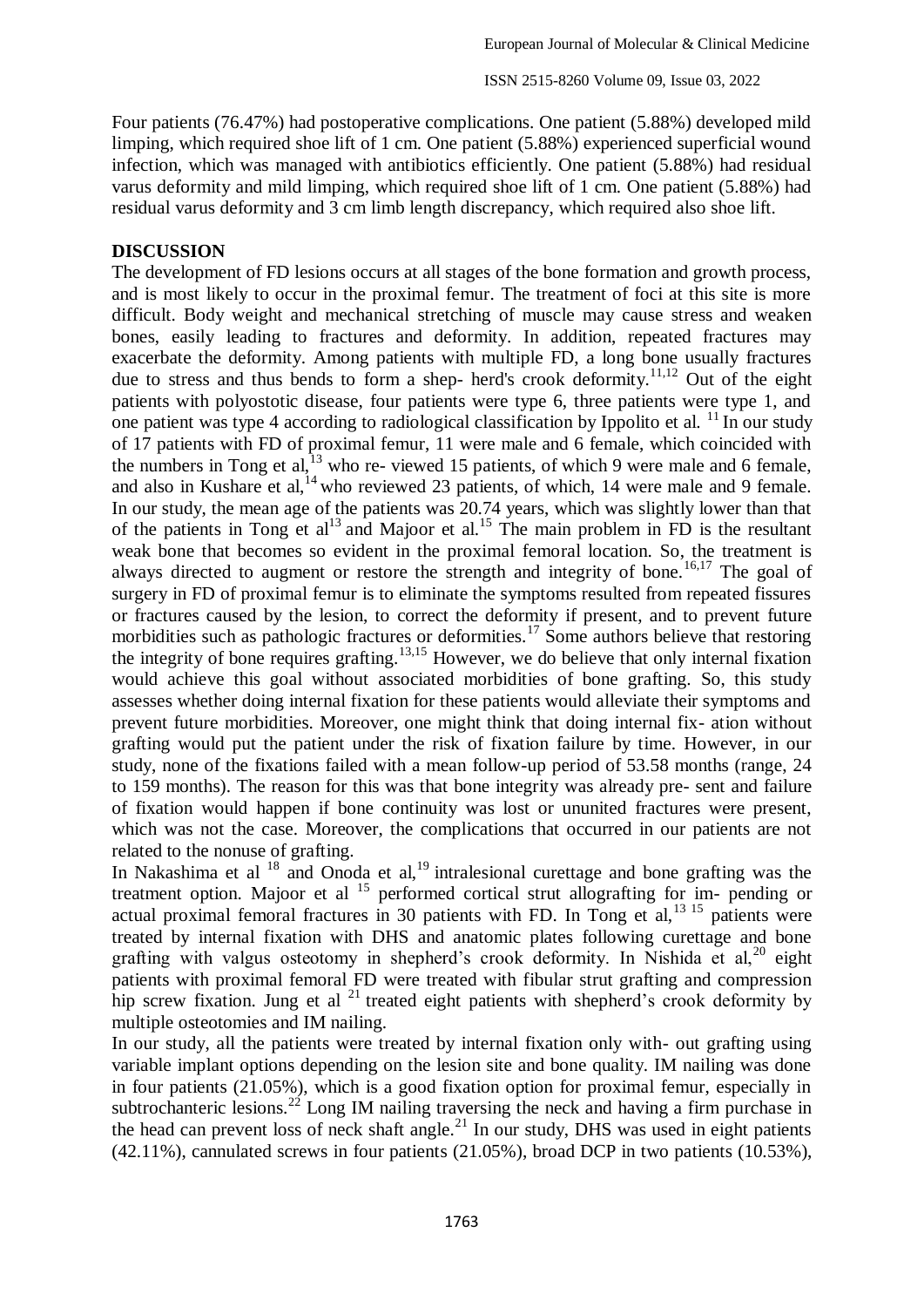Four patients (76.47%) had postoperative complications. One patient (5.88%) developed mild limping, which required shoe lift of 1 cm. One patient (5.88%) experienced superficial wound infection, which was managed with antibiotics efficiently. One patient (5.88%) had residual varus deformity and mild limping, which required shoe lift of 1 cm. One patient (5.88%) had residual varus deformity and 3 cm limb length discrepancy, which required also shoe lift.

## DISCUSSION

The development of FD lesions occurs at all stages of the bone formation and growth process, and is most likely to occur in the proximal femur. The treatment of foci at this site is more difficult. Body weight and mechanical stretching of muscle may cause stress and weaken bones, easily leading to fractures and deformity. In addition, repeated fractures may exacerbate the deformity. Among patients with multiple FD, a long bone usually fractures due to stress and thus bends to form a shep- herd's crook deformity.[11,12] Out of the eight patients with polyostotic disease, four patients were type 6, three patients were type 1, and one patient was type 4 according to radiological classification by Ippolito et al. [11] In our study of 17 patients with FD of proximal femur, 11 were male and 6 female, which coincided with the numbers in Tong et al,[13] who re- viewed 15 patients, of which 9 were male and 6 female, and also in Kushare et al,[14] who reviewed 23 patients, of which, 14 were male and 9 female. In our study, the mean age of the patients was 20.74 years, which was slightly lower than that of the patients in Tong et al[13] and Majoor et al.[15] The main problem in FD is the resultant weak bone that becomes so evident in the proximal femoral location. So, the treatment is always directed to augment or restore the strength and integrity of bone.[16,17] The goal of surgery in FD of proximal femur is to eliminate the symptoms resulted from repeated fissures or fractures caused by the lesion, to correct the deformity if present, and to prevent future morbidities such as pathologic fractures or deformities.[17] Some authors believe that restoring the integrity of bone requires grafting.[13,15] However, we do believe that only internal fixation would achieve this goal without associated morbidities of bone grafting. So, this study assesses whether doing internal fixation for these patients would alleviate their symptoms and prevent future morbidities. Moreover, one might think that doing internal fix- ation without grafting would put the patient under the risk of fixation failure by time. However, in our study, none of the fixations failed with a mean follow-up period of 53.58 months (range, 24 to 159 months). The reason for this was that bone integrity was already pre- sent and failure of fixation would happen if bone continuity was lost or ununited fractures were present, which was not the case. Moreover, the complications that occurred in our patients are not related to the nonuse of grafting.

In Nakashima et al [18] and Onoda et al,[19] intralesional curettage and bone grafting was the treatment option. Majoor et al [15] performed cortical strut allografting for im- pending or actual proximal femoral fractures in 30 patients with FD. In Tong et al,[13] 15 patients were treated by internal fixation with DHS and anatomic plates following curettage and bone grafting with valgus osteotomy in shepherd's crook deformity. In Nishida et al,[20] eight patients with proximal femoral FD were treated with fibular strut grafting and compression hip screw fixation. Jung et al [21] treated eight patients with shepherd's crook deformity by multiple osteotomies and IM nailing.

In our study, all the patients were treated by internal fixation only with- out grafting using variable implant options depending on the lesion site and bone quality. IM nailing was done in four patients (21.05%), which is a good fixation option for proximal femur, especially in subtrochanteric lesions.[22] Long IM nailing traversing the neck and having a firm purchase in the head can prevent loss of neck shaft angle.[21] In our study, DHS was used in eight patients (42.11%), cannulated screws in four patients (21.05%), broad DCP in two patients (10.53%),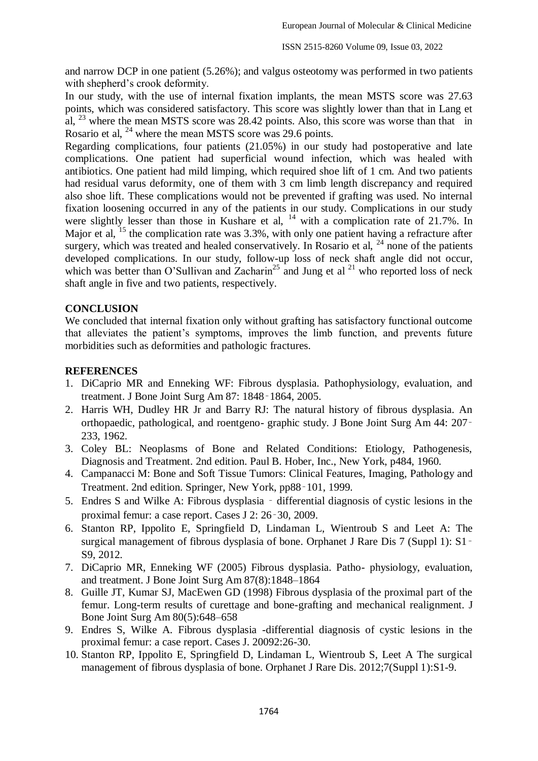and narrow DCP in one patient (5.26%); and valgus osteotomy was performed in two patients with shepherd's crook deformity.

In our study, with the use of internal fixation implants, the mean MSTS score was 27.63 points, which was considered satisfactory. This score was slightly lower than that in Lang et al, [23] where the mean MSTS score was 28.42 points. Also, this score was worse than that in Rosario et al, [24] where the mean MSTS score was 29.6 points.

Regarding complications, four patients (21.05%) in our study had postoperative and late complications. One patient had superficial wound infection, which was healed with antibiotics. One patient had mild limping, which required shoe lift of 1 cm. And two patients had residual varus deformity, one of them with 3 cm limb length discrepancy and required also shoe lift. These complications would not be prevented if grafting was used. No internal fixation loosening occurred in any of the patients in our study. Complications in our study were slightly lesser than those in Kushare et al, [14] with a complication rate of 21.7%. In Major et al, [15] the complication rate was 3.3%, with only one patient having a refracture after surgery, which was treated and healed conservatively. In Rosario et al, [24] none of the patients developed complications. In our study, follow-up loss of neck shaft angle did not occur, which was better than O'Sullivan and Zacharin[25] and Jung et al [21] who reported loss of neck shaft angle in five and two patients, respectively.

## CONCLUSION

We concluded that internal fixation only without grafting has satisfactory functional outcome that alleviates the patient's symptoms, improves the limb function, and prevents future morbidities such as deformities and pathologic fractures.

## REFERENCES

1. DiCaprio MR and Enneking WF: Fibrous dysplasia. Pathophysiology, evaluation, and treatment. J Bone Joint Surg Am 87: 1848‑1864, 2005.
2. Harris WH, Dudley HR Jr and Barry RJ: The natural history of fibrous dysplasia. An orthopaedic, pathological, and roentgeno- graphic study. J Bone Joint Surg Am 44: 207‑233, 1962.
3. Coley BL: Neoplasms of Bone and Related Conditions: Etiology, Pathogenesis, Diagnosis and Treatment. 2nd edition. Paul B. Hober, Inc., New York, p484, 1960.
4. Campanacci M: Bone and Soft Tissue Tumors: Clinical Features, Imaging, Pathology and Treatment. 2nd edition. Springer, New York, pp88‑101, 1999.
5. Endres S and Wilke A: Fibrous dysplasia ‑ differential diagnosis of cystic lesions in the proximal femur: a case report. Cases J 2: 26‑30, 2009.
6. Stanton RP, Ippolito E, Springfield D, Lindaman L, Wientroub S and Leet A: The surgical management of fibrous dysplasia of bone. Orphanet J Rare Dis 7 (Suppl 1): S1‑S9, 2012.
7. DiCaprio MR, Enneking WF (2005) Fibrous dysplasia. Patho- physiology, evaluation, and treatment. J Bone Joint Surg Am 87(8):1848–1864
8. Guille JT, Kumar SJ, MacEwen GD (1998) Fibrous dysplasia of the proximal part of the femur. Long-term results of curettage and bone-grafting and mechanical realignment. J Bone Joint Surg Am 80(5):648–658
9. Endres S, Wilke A. Fibrous dysplasia -differential diagnosis of cystic lesions in the proximal femur: a case report. Cases J. 20092:26-30.
10. Stanton RP, Ippolito E, Springfield D, Lindaman L, Wientroub S, Leet A The surgical management of fibrous dysplasia of bone. Orphanet J Rare Dis. 2012;7(Suppl 1):S1-9.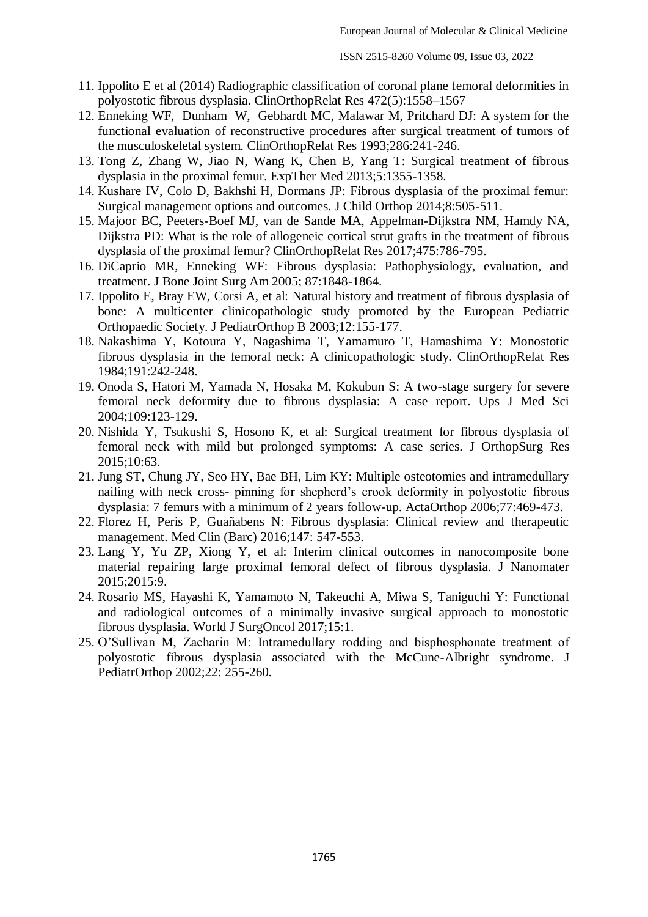11. Ippolito E et al (2014) Radiographic classification of coronal plane femoral deformities in polyostotic fibrous dysplasia. ClinOrthopRelat Res 472(5):1558–1567
12. Enneking WF, Dunham W, Gebhardt MC, Malawar M, Pritchard DJ: A system for the functional evaluation of reconstructive procedures after surgical treatment of tumors of the musculoskeletal system. ClinOrthopRelat Res 1993;286:241-246.
13. Tong Z, Zhang W, Jiao N, Wang K, Chen B, Yang T: Surgical treatment of fibrous dysplasia in the proximal femur. ExpTher Med 2013;5:1355-1358.
14. Kushare IV, Colo D, Bakhshi H, Dormans JP: Fibrous dysplasia of the proximal femur: Surgical management options and outcomes. J Child Orthop 2014;8:505-511.
15. Majoor BC, Peeters-Boef MJ, van de Sande MA, Appelman-Dijkstra NM, Hamdy NA, Dijkstra PD: What is the role of allogeneic cortical strut grafts in the treatment of fibrous dysplasia of the proximal femur? ClinOrthopRelat Res 2017;475:786-795.
16. DiCaprio MR, Enneking WF: Fibrous dysplasia: Pathophysiology, evaluation, and treatment. J Bone Joint Surg Am 2005; 87:1848-1864.
17. Ippolito E, Bray EW, Corsi A, et al: Natural history and treatment of fibrous dysplasia of bone: A multicenter clinicopathologic study promoted by the European Pediatric Orthopaedic Society. J PediatrOrthop B 2003;12:155-177.
18. Nakashima Y, Kotoura Y, Nagashima T, Yamamuro T, Hamashima Y: Monostotic fibrous dysplasia in the femoral neck: A clinicopathologic study. ClinOrthopRelat Res 1984;191:242-248.
19. Onoda S, Hatori M, Yamada N, Hosaka M, Kokubun S: A two-stage surgery for severe femoral neck deformity due to fibrous dysplasia: A case report. Ups J Med Sci 2004;109:123-129.
20. Nishida Y, Tsukushi S, Hosono K, et al: Surgical treatment for fibrous dysplasia of femoral neck with mild but prolonged symptoms: A case series. J OrthopSurg Res 2015;10:63.
21. Jung ST, Chung JY, Seo HY, Bae BH, Lim KY: Multiple osteotomies and intramedullary nailing with neck cross- pinning for shepherd's crook deformity in polyostotic fibrous dysplasia: 7 femurs with a minimum of 2 years follow-up. ActaOrthop 2006;77:469-473.
22. Florez H, Peris P, Guañabens N: Fibrous dysplasia: Clinical review and therapeutic management. Med Clin (Barc) 2016;147: 547-553.
23. Lang Y, Yu ZP, Xiong Y, et al: Interim clinical outcomes in nanocomposite bone material repairing large proximal femoral defect of fibrous dysplasia. J Nanomater 2015;2015:9.
24. Rosario MS, Hayashi K, Yamamoto N, Takeuchi A, Miwa S, Taniguchi Y: Functional and radiological outcomes of a minimally invasive surgical approach to monostotic fibrous dysplasia. World J SurgOncol 2017;15:1.
25. O'Sullivan M, Zacharin M: Intramedullary rodding and bisphosphonate treatment of polyostotic fibrous dysplasia associated with the McCune-Albright syndrome. J PediatrOrthop 2002;22: 255-260.